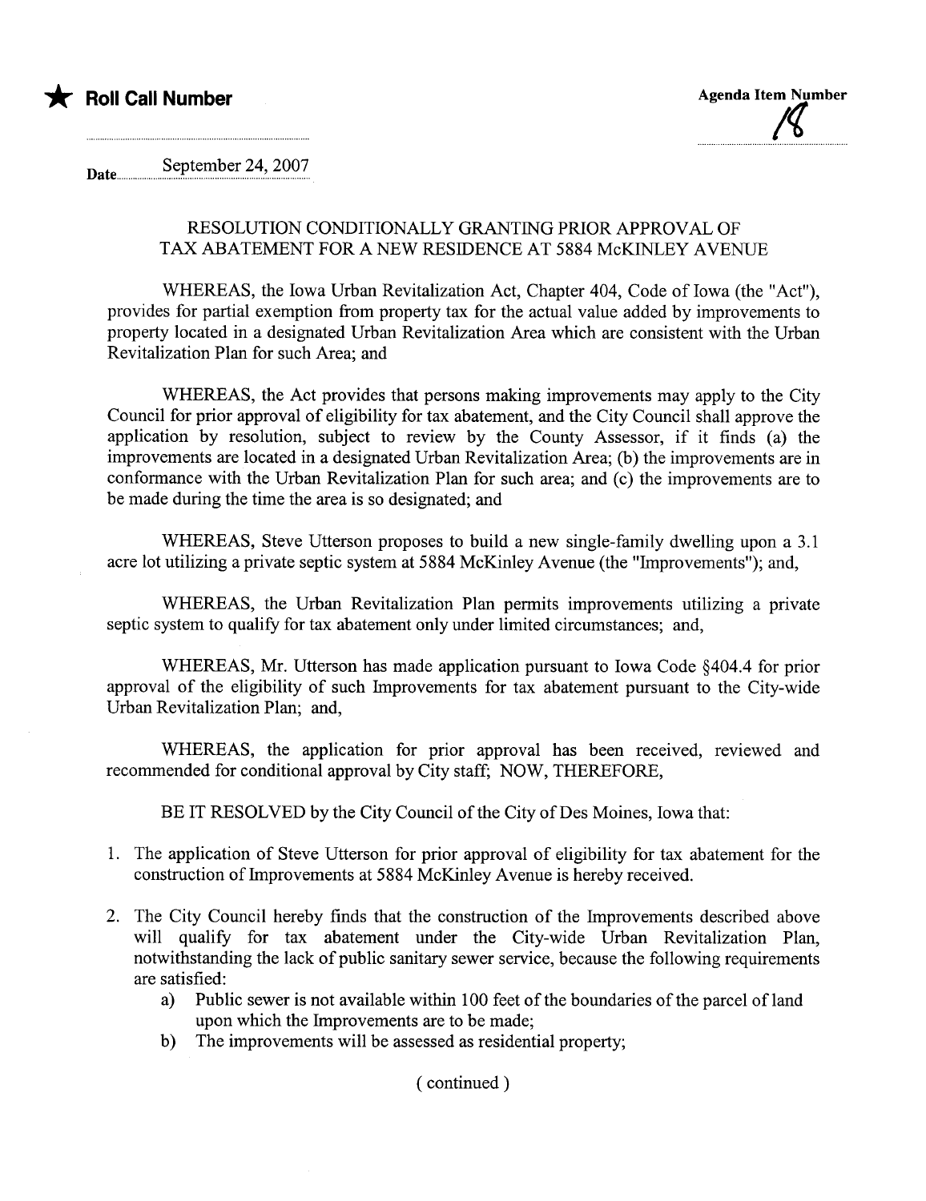★ **Roll Call Number**

**Agenda Item Number**
18

Date September 24, 2007

RESOLUTION CONDITIONALLY GRANTING PRIOR APPROVAL OF TAX ABATEMENT FOR A NEW RESIDENCE AT 5884 McKINLEY AVENUE

WHEREAS, the Iowa Urban Revitalization Act, Chapter 404, Code of Iowa (the "Act"), provides for partial exemption from property tax for the actual value added by improvements to property located in a designated Urban Revitalization Area which are consistent with the Urban Revitalization Plan for such Area; and

WHEREAS, the Act provides that persons making improvements may apply to the City Council for prior approval of eligibility for tax abatement, and the City Council shall approve the application by resolution, subject to review by the County Assessor, if it finds (a) the improvements are located in a designated Urban Revitalization Area; (b) the improvements are in conformance with the Urban Revitalization Plan for such area; and (c) the improvements are to be made during the time the area is so designated; and

WHEREAS, Steve Utterson proposes to build a new single-family dwelling upon a 3.1 acre lot utilizing a private septic system at 5884 McKinley Avenue (the "Improvements"); and,

WHEREAS, the Urban Revitalization Plan permits improvements utilizing a private septic system to qualify for tax abatement only under limited circumstances; and,

WHEREAS, Mr. Utterson has made application pursuant to Iowa Code §404.4 for prior approval of the eligibility of such Improvements for tax abatement pursuant to the City-wide Urban Revitalization Plan; and,

WHEREAS, the application for prior approval has been received, reviewed and recommended for conditional approval by City staff; NOW, THEREFORE,

BE IT RESOLVED by the City Council of the City of Des Moines, Iowa that:

1. The application of Steve Utterson for prior approval of eligibility for tax abatement for the construction of Improvements at 5884 McKinley Avenue is hereby received.

2. The City Council hereby finds that the construction of the Improvements described above will qualify for tax abatement under the City-wide Urban Revitalization Plan, notwithstanding the lack of public sanitary sewer service, because the following requirements are satisfied:
   a) Public sewer is not available within 100 feet of the boundaries of the parcel of land upon which the Improvements are to be made;
   b) The improvements will be assessed as residential property;

( continued )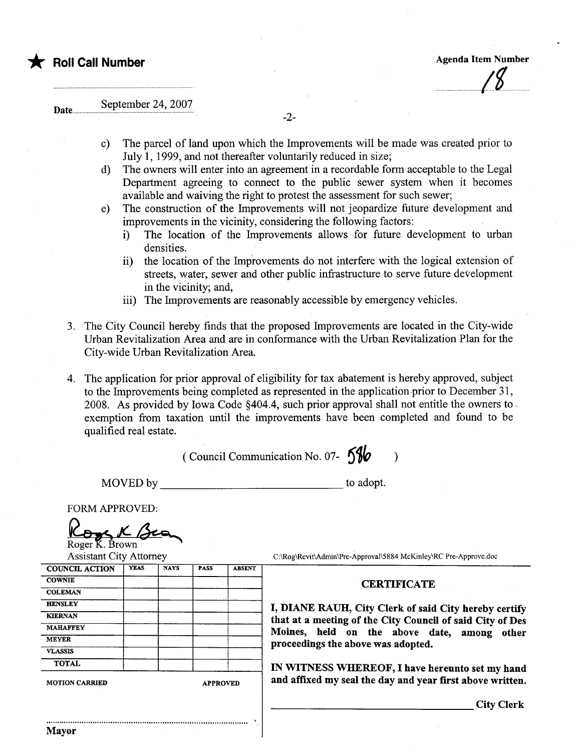★ **Roll Call Number**

**Agenda Item Number**

18

Date September 24, 2007

c) The parcel of land upon which the Improvements will be made was created prior to July 1, 1999, and not thereafter voluntarily reduced in size;

d) The owners will enter into an agreement in a recordable form acceptable to the Legal Department agreeing to connect to the public sewer system when it becomes available and waiving the right to protest the assessment for such sewer;

e) The construction of the Improvements will not jeopardize future development and improvements in the vicinity, considering the following factors:

   i) The location of the Improvements allows for future development to urban densities.

   ii) the location of the Improvements do not interfere with the logical extension of streets, water, sewer and other public infrastructure to serve future development in the vicinity; and,

   iii) The Improvements are reasonably accessible by emergency vehicles.

3. The City Council hereby finds that the proposed Improvements are located in the City-wide Urban Revitalization Area and are in conformance with the Urban Revitalization Plan for the City-wide Urban Revitalization Area.

4. The application for prior approval of eligibility for tax abatement is hereby approved, subject to the Improvements being completed as represented in the application prior to December 31, 2008. As provided by Iowa Code §404.4, such prior approval shall not entitle the owners to exemption from taxation until the improvements have been completed and found to be qualified real estate.

( Council Communication No. 07- 586 )

MOVED by ______________________________ to adopt.

FORM APPROVED:

Roger K. Brown
Assistant City Attorney

C:\Rog\Revit\Admin\Pre-Approval\5884 McKinley\RC Pre-Approve.doc

| COUNCIL ACTION | YEAS | NAYS | PASS | ABSENT |
|---|---|---|---|---|
| COWNIE | | | | |
| COLEMAN | | | | |
| HENSLEY | | | | |
| KIERNAN | | | | |
| MAHAFFEY | | | | |
| MEYER | | | | |
| VLASSIS | | | | |
| TOTAL | | | | |

MOTION CARRIED APPROVED

........................................................................................
**Mayor**

**CERTIFICATE**

**I, DIANE RAUH, City Clerk of said City hereby certify that at a meeting of the City Council of said City of Des Moines, held on the above date, among other proceedings the above was adopted.**

**IN WITNESS WHEREOF, I have hereunto set my hand and affixed my seal the day and year first above written.**

______________________________ **City Clerk**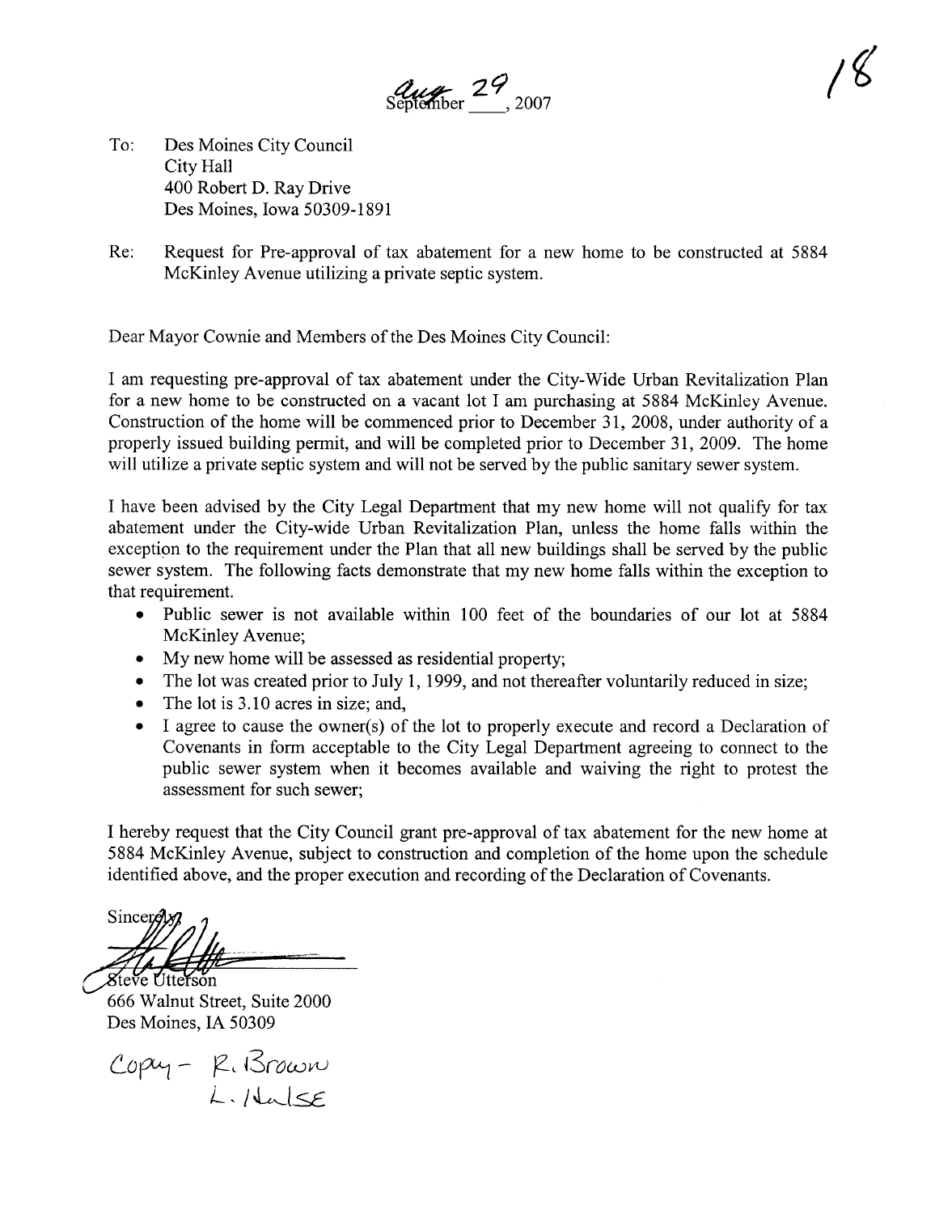~~September~~ Aug 29, 2007

18

To: Des Moines City Council
City Hall
400 Robert D. Ray Drive
Des Moines, Iowa 50309-1891

Re: Request for Pre-approval of tax abatement for a new home to be constructed at 5884 McKinley Avenue utilizing a private septic system.

Dear Mayor Cownie and Members of the Des Moines City Council:

I am requesting pre-approval of tax abatement under the City-Wide Urban Revitalization Plan for a new home to be constructed on a vacant lot I am purchasing at 5884 McKinley Avenue. Construction of the home will be commenced prior to December 31, 2008, under authority of a properly issued building permit, and will be completed prior to December 31, 2009. The home will utilize a private septic system and will not be served by the public sanitary sewer system.

I have been advised by the City Legal Department that my new home will not qualify for tax abatement under the City-wide Urban Revitalization Plan, unless the home falls within the exception to the requirement under the Plan that all new buildings shall be served by the public sewer system. The following facts demonstrate that my new home falls within the exception to that requirement.

- Public sewer is not available within 100 feet of the boundaries of our lot at 5884 McKinley Avenue;
- My new home will be assessed as residential property;
- The lot was created prior to July 1, 1999, and not thereafter voluntarily reduced in size;
- The lot is 3.10 acres in size; and,
- I agree to cause the owner(s) of the lot to properly execute and record a Declaration of Covenants in form acceptable to the City Legal Department agreeing to connect to the public sewer system when it becomes available and waiving the right to protest the assessment for such sewer;

I hereby request that the City Council grant pre-approval of tax abatement for the new home at 5884 McKinley Avenue, subject to construction and completion of the home upon the schedule identified above, and the proper execution and recording of the Declaration of Covenants.

Sincerely,

Steve Utterson
666 Walnut Street, Suite 2000
Des Moines, IA 50309

Copy - R. Brown
L. Hulse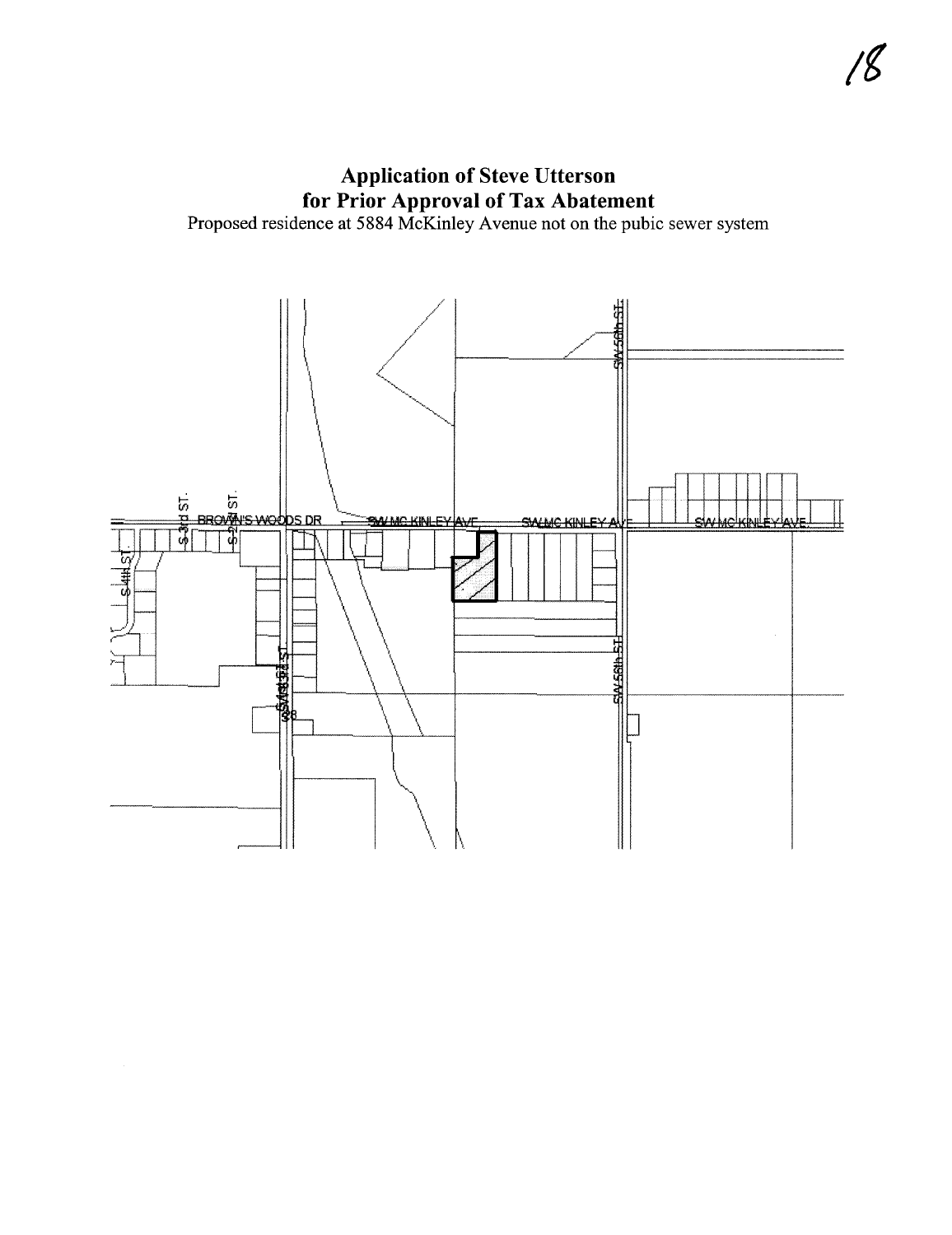**Application of Steve Utterson**
**for Prior Approval of Tax Abatement**

Proposed residence at 5884 McKinley Avenue not on the pubic sewer system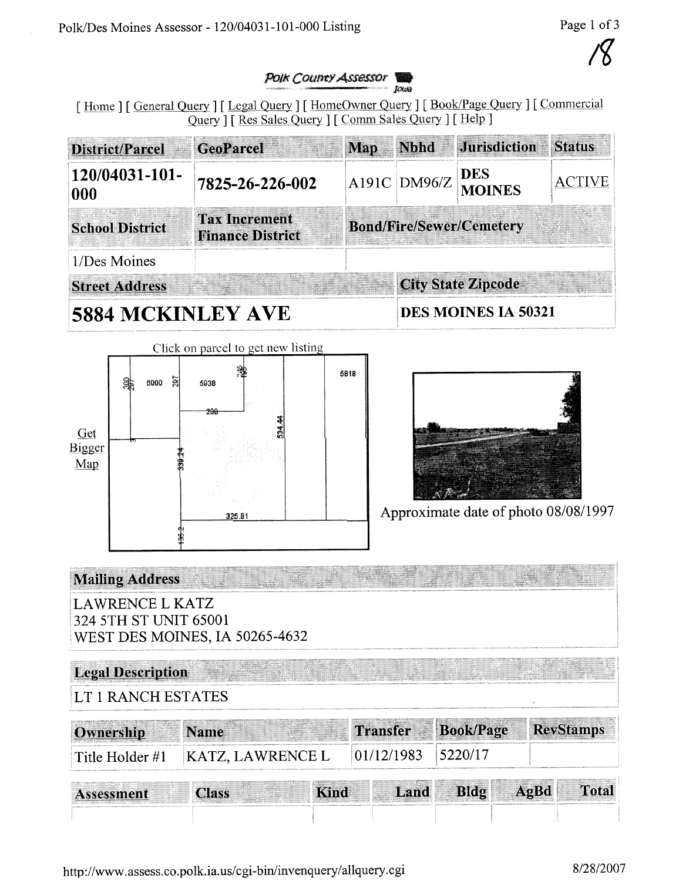18

Polk County Assessor Iowa

[ Home ] [ General Query ] [ Legal Query ] [ HomeOwner Query ] [ Book/Page Query ] [ Commercial Query ] [ Res Sales Query ] [ Comm Sales Query ] [ Help ]

| District/Parcel | GeoParcel | Map | Nbhd | Jurisdiction | Status |
|---|---|---|---|---|---|
| 120/04031-101-000 | 7825-26-226-002 | A191C | DM96/Z | DES MOINES | ACTIVE |

| School District | Tax Increment Finance District | Bond/Fire/Sewer/Cemetery |
|---|---|---|
| 1/Des Moines | | |

| Street Address | City State Zipcode |
|---|---|
| 5884 MCKINLEY AVE | DES MOINES IA 50321 |

Click on parcel to get new listing

Get Bigger Map

6000
5938
5818
200
297
297
245
195
298
534.44
339.24
325.81
135.2

Approximate date of photo 08/08/1997

| Mailing Address |
|---|
| LAWRENCE L KATZ<br>324 5TH ST UNIT 65001<br>WEST DES MOINES, IA 50265-4632 |

| Legal Description |
|---|
| LT 1 RANCH ESTATES |

| Ownership | Name | Transfer | Book/Page | RevStamps |
|---|---|---|---|---|
| Title Holder #1 | KATZ, LAWRENCE L | 01/12/1983 | 5220/17 | |

| Assessment | Class | Kind | Land | Bldg | AgBd | Total |
|---|---|---|---|---|---|---|
| | | | | | | |